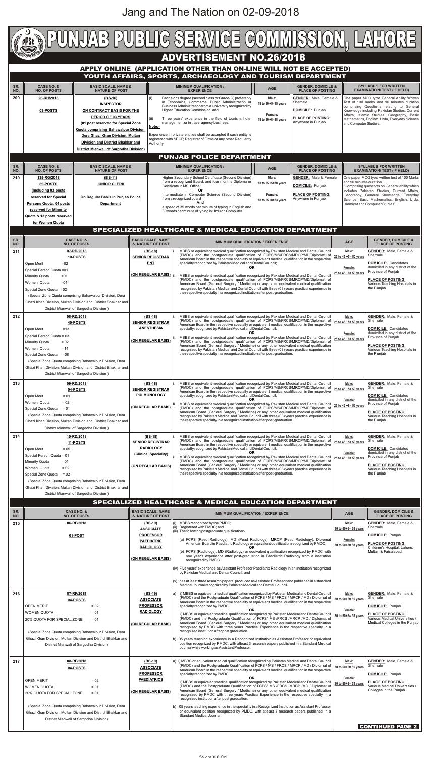Jang and The Nation on 02-09-2018

# PUNJAB PUBLIC SERVICE COMMISSION, LAHORE

## ADVERTISEMENT NO.26/2018

### APPLY ONLINE (APPLICATION OTHER THAN ON-LINE WILL NOT BE ACCEPTED)

### YOUTH AFFAIRS, SPORTS, ARCHAEOLOGY AND TOURISM DEPARTMENT

| SR. NO. | CASE NO. & NO. OF POSTS | BASIC SCALE, NAME & NATURE OF POST | MINIMUM QUALIFICATION / EXPERIENCE | AGE | GENDER, DOMICILE & PLACE OF POSTING | SYLLABUS FOR WRITTEN EXAMINATION/ TEST (IF HELD) |
|---|---|---|---|---|---|---|
| 209 | 26-RH/2018<br>03-POSTS | (BS-16)<br>INSPECTOR<br>ON CONTRACT BASIS FOR THE PERIOD OF 03 YEARS<br>(01 post reserved for Special Zone Quota comprising Bahawalpur Division, Dera Ghazi Khan Division, Multan Division and District Bhakkar and District Mianwali of Sargodha Division) | (i) Bachelor's degree (second class or Grade-C) preferably in Economics, Commerce, Public Administration or Business Administration from a University recognized by Higher Education Commission; and<br>(ii) Three years' experience in the field of tourism, hotel management or in travel agency business.<br>Note:-<br>Experience in private entities shall be accepted if such entity is registered with SECP, Registrar of Firms or any other Regularity Authority. | Male:<br>18 to 30+5=35 years<br>Female:<br>18 to 30+8=38 years | GENDER: Male, Female & Shemale<br>DOMICILE: Punjab<br>PLACE OF POSTING: Anywhere in Punjab | One paper MCQ type General Ability Written Test of 100 marks and 90 minutes duration comprising Questions relating to General Knowledge including Pakistan Studies, Current Affairs, Islamic Studies, Geography, Basic Mathematics, English, Urdu, Everyday Science and Computer Studies. |

### PUNJAB POLICE DEPARTMENT

| SR. NO. | CASE NO. & NO. OF POSTS | BASIC SCALE, NAME & NATURE OF POST | MINIMUM QUALIFICATION / EXPERIENCE | AGE | GENDER, DOMICILE & PLACE OF POSTING | SYLLABUS FOR WRITTEN EXAMINATION/ TEST (IF HELD) |
|---|---|---|---|---|---|---|
| 210 | 135-RG/2018<br>89-POSTS<br>(Including 03 posts reserved for Special Persons Quota, 04 posts reserved for Minority Quota & 13 posts reserved for Women Quota | (BS-11)<br>JUNIOR CLERK<br>On Regular Basis in Punjab Police Department | Higher Secondary School Certificate (Second Division) from a recognized Board; and four months Diploma or Certificate in MS Office;<br>Or<br>Intermediate in Computer Science (Second Division) from a recognized board<br>And<br>a speed of 35 words per minute of typing in English and 30 words per minute of typing in Urdu on Computer. | Male:<br>18 to 25+5=30 years<br>Female:<br>18 to 25+8=33 years | GENDER: Male & Female<br>DOMICILE: Punjab<br>PLACE OF POSTING: Anywhere in Punjab | One paper MCQ type written test of 100 Marks and 90 minutes duration. "Comprising questions on General ability which includes Pakistan Studies, Current Affairs, Geography, General Knowledge, Everyday Science, Basic Mathematics, English, Urdu, Islamiyat and Computer Studies". |

### SPECIALIZED HEALTHCARE & MEDICAL EDUCATION DEPARTMENT

| SR. NO. | CASE NO. & NO. OF POSTS | BASIC SCALE, NAME & NATURE OF POST | MINIMUM QUALIFICATION / EXPERIENCE | AGE | GENDER, DOMICILE & PLACE OF POSTING |
|---|---|---|---|---|---|
| 211 | 07-RD/2018<br>10-POSTS<br>Open Merit =02<br>Special Person Quota =01<br>Minority Quota =01<br>Women Quota =04<br>Special Zone Quota =02<br>(Special Zone Quota comprising Bahawalpur Division, Dera Ghazi Khan Division, Multan Division and District Bhakhar and District Mianwali of Sargodha Division ) | (BS-18)<br>SENIOR REGISTRAR<br>ENT<br>(ON REGULAR BASIS) | i. MBBS or equivalent medical qualification recognized by Pakistan Medical and Dental Council (PMDC) and the postgraduate qualification of FCPS/MS/FRCS/MRCP/MD/Diplomat of American Board in the respective specialty or equivalent medical qualification in the respective specialty recognized by Pakistan Medical and Dental Council;<br>OR<br>ii. MBBS or equivalent medical qualification recognized by Pakistan Medical and Dental Council (PMDC) and the postgraduate qualification of FCPS/MS/FRCS/MRCP/MD/Diplomat of American Board (General Surgery / Medicine) or any other equivalent medical qualification recognized by Pakistan Medical and Dental Council with three (03) years practical experience in the respective specialty in a recognized institution after post-graduation. | Male:<br>25 to 45 +5= 50 years<br>Female:<br>25 to 45 +8= 53 years | GENDER: Male, Female & Shemale<br>DOMICILE: Candidates domiciled in any district of the Province of Punjab<br>PLACE OF POSTING: Various Teaching Hospitals in the Punjab |
| 212 | 08-RD/2018<br>40-POSTS<br>Open Merit =13<br>Special Person Quota = 03<br>Minority Quota = 02<br>Women Quota =14<br>Special Zone Quota =08<br>(Special Zone Quota comprising Bahawalpur Division, Dera Ghazi Khan Division, Multan Division and District Bhakhar and District Mianwali of Sargodha Division ) | (BS-18)<br>SENIOR REGISTRAR<br>ANESTHESIA<br>(ON REGULAR BASIS) | i. MBBS or equivalent medical qualification recognized by Pakistan Medical and Dental Council (PMDC) and the postgraduate qualification of FCPS/MS/FRCS/MRCP/MD/Diplomat of American Board in the respective specialty or equivalent medical qualification in the respective specialty recognized by Pakistan Medical and Dental Council;<br>OR<br>ii. MBBS or equivalent medical qualification recognized by Pakistan Medical and Dental Council (PMDC) and the postgraduate qualification of FCPS/MS/FRCS/MRCP/MD/Diplomat of American Board (General Surgery / Medicine) or any other equivalent medical qualification recognized by Pakistan Medical and Dental Council with three (03) years practical experience in the respective specialty in a recognized institution after post-graduation. | Male:<br>25 to 45 +5= 50 years<br>Female:<br>25 to 45 +8= 53 years | GENDER: Male, Female & Shemale<br>DOMICILE: Candidates domiciled in any district of the Province of Punjab<br>PLACE OF POSTING: Various Teaching Hospitals in the Punjab |
| 213 | 09-RD/2018<br>04-POSTS<br>Open Merit = 01<br>Women Quota = 02<br>Special Zone Quota = 01<br>(Special Zone Quota comprising Bahawalpur Division, Dera Ghazi Khan Division, Multan Division and District Bhakhar and District Mianwali of Sargodha Division ) | (BS-18)<br>SENIOR REGISTRAR<br>PULMONOLOGY<br>(ON REGULAR BASIS) | i. MBBS or equivalent medical qualification recognized by Pakistan Medical and Dental Council (PMDC) and the postgraduate qualification of FCPS/MS/FRCS/MRCP/MD/Diplomat of American Board in the respective specialty or equivalent medical qualification in the respective specialty recognized by Pakistan Medical and Dental Council;<br>OR<br>ii. MBBS or equivalent medical qualification recognized by Pakistan Medical and Dental Council (PMDC) and the postgraduate qualification of FCPS/MS/FRCS/MRCP/MD/Diplomat of American Board (General Surgery / Medicine) or any other equivalent medical qualification recognized by Pakistan Medical and Dental Council with three (03) years practical experience in the respective specialty in a recognized institution after post-graduation. | Male:<br>25 to 45 +5= 50 years<br>Female:<br>25 to 45 +8= 53 years | GENDER: Male, Female & Shemale<br>DOMICILE: Candidates domiciled in any district of the Province of Punjab<br>PLACE OF POSTING: Various Teaching Hospitals in the Punjab |
| 214 | 10-RD/2018<br>11-POSTS<br>Open Merit = 05<br>Special Person Quota = 01<br>Minority Quota = 01<br>Women Quota = 02<br>Special Zone Quota = 02<br>(Special Zone Quota comprising Bahawalpur Division, Dera Ghazi Khan Division, Multan Division and District Bhakhar and District Mianwali of Sargodha Division ) | (BS-18)<br>SENIOR REGISTRAR<br>RADIOLOGY<br>(Clinical Speciality)<br>(ON REGULAR BASIS) | i. MBBS or equivalent medical qualification recognized by Pakistan Medical and Dental Council (PMDC) and the postgraduate qualification of FCPS/MS/FRCS/MRCP/MD/Diplomat of American Board in the respective specialty or equivalent medical qualification in the respective specialty recognized by Pakistan Medical and Dental Council;<br>OR<br>ii. MBBS or equivalent medical qualification recognized by Pakistan Medical and Dental Council (PMDC) and the postgraduate qualification of FCPS/MS/FRCS/MRCP/MD/Diplomat of American Board (General Surgery / Medicine) or any other equivalent medical qualification recognized by Pakistan Medical and Dental Council with three (03) years practical experience in the respective specialty in a recognized institution after post-graduation. | Male:<br>25 to 45 +5= 50 years<br>Female:<br>25 to 45 +8= 53 years | GENDER: Male, Female & Shemale<br>DOMICILE: Candidates domiciled in any district of the Province of Punjab<br>PLACE OF POSTING: Various Teaching Hospitals in the Punjab |

### SPECIALIZED HEALTHCARE & MEDICAL EDUCATION DEPARTMENT

| SR. NO. | CASE NO. & NO. OF POSTS | BASIC SCALE, NAME & NATURE OF POST | MINIMUM QUALIFICATION / EXPERIENCE | AGE | GENDER, DOMICILE & PLACE OF POSTING |
|---|---|---|---|---|---|
| 215 | 86-RF/2018<br>01-POST | (BS-19)<br>ASSOCIATE PROFESSOR<br>PAEDIATRIC RADIOLOGY<br>(ON REGULAR BASIS) | (i) MBBS recognized by the PMDC;<br>(ii) Registered with PMDC; and<br>(iii) The following postgraduate qualification:-<br>(a) FCPS (Paed Radiology), MD (Pead Radiology), MRCP (Pead Radiology), Diplomat American Board in Paediatric Radiology or equivalent qualification recognized by PMDC;<br>OR<br>(b) FCPS (Radiology), MD (Radiology) or equivalent qualification recognized by PMDC with one year's experience after post-graduation in Paediatric Radiology from a institution recognized by PMDC.<br>(iv) Five years' experience as Assistant Professor Paediatric Radiology in an institution recognized by Pakistan Medical and Dental Council; and<br>(v) has at least three research papers, produced as Assistant Professor and published in a standard Medical Journal recognized by Pakistan Medical and Dental Council. | Male:<br>30 to 50+5= 55 years<br>Female:<br>30 to 50+8= 58 years | GENDER: Male, Female & Shemale<br>DOMICILE: Punjab<br>PLACE OF POSTING: Children's Hospital, Lahore, Multan & Faisalabad. |
| 216 | 87-RF/2018<br>04-POSTS<br>OPEN MERIT = 02<br>WOMEN QUOTA = 01<br>20% QUOTA FOR SPECIAL ZONE = 01<br>(Special Zone Quota comprising Bahawalpur Division, Dera Ghazi Khan Division, Multan Division and District Bhakkar and District Mianwali of Sargodha Division) | (BS-19)<br>ASSOCIATE PROFESSOR<br>RADIOLOGY<br>(ON REGULAR BASIS) | a) i) MBBS or equivalent medical qualification recognized by Pakistan Medical and Dental Council (PMDC) and the Postgraduate Qualification of FCPS / MS / FRCS / MRCP / MD / Diplomat of American Board in the respective specialty or equivalent medical qualification in the respective specialty recognized by PMDC;<br>OR<br>ii) MBBS or equivalent medical qualification recognized by Pakistan Medical and Dental Council (PMDC) and the Postgraduate Qualification of FCPS/ MS /FRCS /MRCP /MD / Diplomat of American Board (General Surgery / Medicine) or any other equivalent medical qualification recognized by PMDC with three years Practical Experience in the respective specialty in a recognized institution after post graduation.<br>b) 05 years teaching experience in a Recognized Institution as Assistant Professor or equivalent position recognized by PMDC, with atleast 3 research papers published in a Standard Medical Journal while working as Assistant Professor. | Male:<br>30 to 50+5= 55 years<br>Female:<br>30 to 50+8= 58 years | GENDER: Male, Female & Shemale<br>DOMICILE: Punjab<br>PLACE OF POSTING: Various Medical Universities / Medical Colleges in the Punjab |
| 217 | 88-RF/2018<br>04-POSTS<br>OPEN MERIT = 02<br>WOMEN QUOTA = 01<br>20% QUOTA FOR SPECIAL ZONE = 01<br>(Special Zone Quota comprising Bahawalpur Division, Dera Ghazi Khan Division, Multan Division and District Bhakkar and District Mianwali of Sargodha Division) | (BS-19)<br>ASSOCIATE PROFESSOR<br>PAEDIATRICS<br>(ON REGULAR BASIS) | a) i) MBBS or equivalent medical qualification recognized by Pakistan Medical and Dental Council (PMDC) and the Postgraduate Qualification of FCPS / MS / FRCS / MRCP / MD / Diplomat of American Board in the respective specialty or equivalent medical qualification in the respective specialty recognized by PMDC;<br>OR<br>ii) MBBS or equivalent medical qualification recognized by Pakistan Medical and Dental Council (PMDC) and the Postgraduate Qualification of FCPS/ MS /FRCS /MRCP /MD / Diplomat of American Board (General Surgery / Medicine) or any other equivalent medical qualification recognized by PMDC with three years Practical Experience in the respective specialty in a recognized institution after post graduation.<br>b) 05 years teaching experience in the speciality in a Recognized Institution as Assistant Professor or equivalent position recognized by PMDC, with atleast 3 research papers published in a Standard Medical Journal. | Male:<br>30 to 50+5= 55 years<br>Female:<br>30 to 50+8= 58 years | GENDER: Male, Female & Shemale<br>DOMICILE: Punjab<br>PLACE OF POSTING: Various Medical Universities / Colleges in the Punjab |

**CONTINUED PAGE 2**

54 cm X 8 Col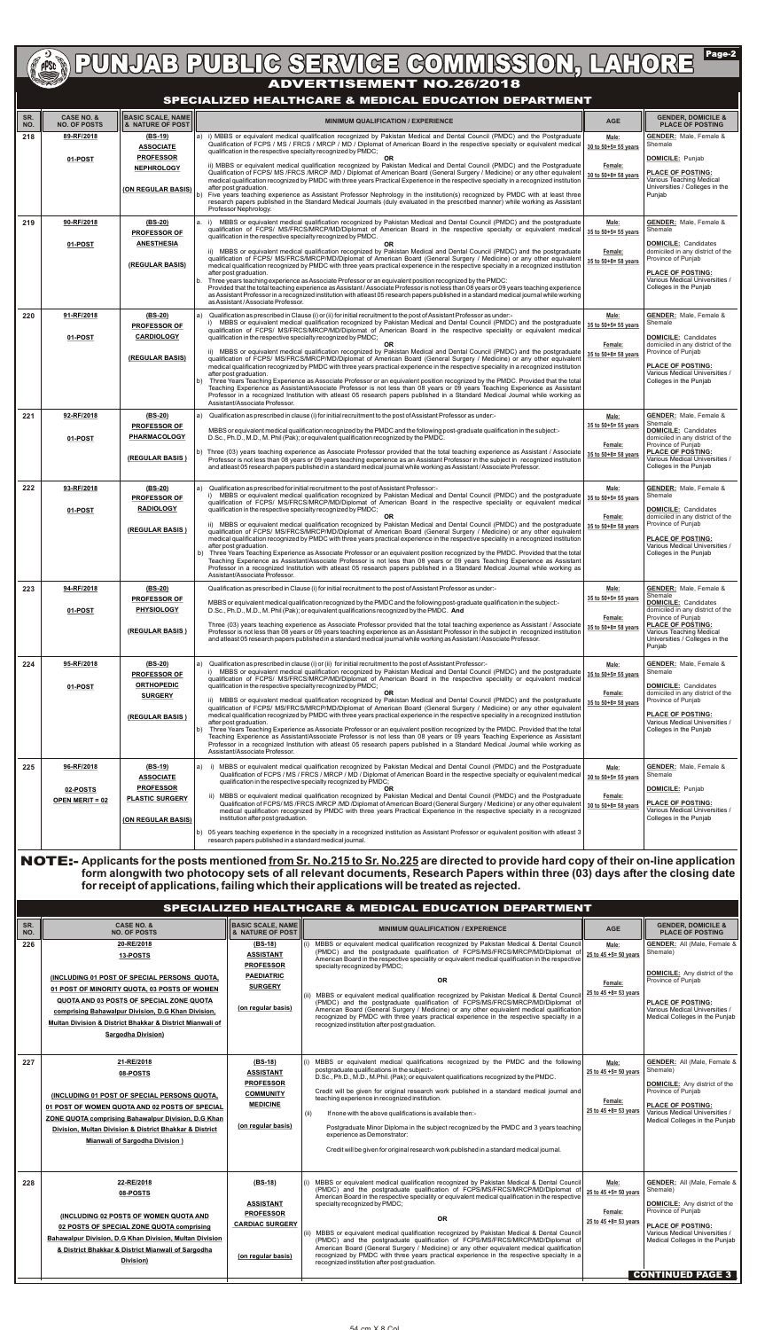# PUNJAB PUBLIC SERVICE COMMISSION, LAHORE

## ADVERTISEMENT NO.26/2018

### SPECIALIZED HEALTHCARE & MEDICAL EDUCATION DEPARTMENT

| SR. NO. | CASE NO. & NO. OF POSTS | BASIC SCALE, NAME & NATURE OF POST | MINIMUM QUALIFICATION / EXPERIENCE | AGE | GENDER, DOMICILE & PLACE OF POSTING |
|---|---|---|---|---|---|
| 218 | 89-RF/2018<br><br>01-POST | (BS-19)<br>ASSOCIATE PROFESSOR NEPHROLOGY<br><br>(ON REGULAR BASIS) | a) i) MBBS or equivalent medical qualification recognized by Pakistan Medical and Dental Council (PMDC) and the Postgraduate Qualification of FCPS / MS / FRCS / MRCP / MD / Diplomat of American Board in the respective specialty or equivalent medical qualification in the respective specialty recognized by PMDC;<br>OR<br>ii) MBBS or equivalent medical qualification recognized by Pakistan Medical and Dental Council (PMDC) and the Postgraduate Qualification of FCPS/ MS /FRCS /MRCP /MD / Diplomat of American Board (General Surgery / Medicine) or any other equivalent medical qualification recognized by PMDC with three years Practical Experience in the respective specialty in a recognized institution after post graduation.<br>b) Five years teaching experience as Assistant Professor Nephrology in the institution(s) recognized by PMDC with at least three research papers published in the Standard Medical Journals (duly evaluated in the prescribed manner) while working as Assistant Professor Nephrology. | Male:<br>30 to 50+5= 55 years<br><br>Female:<br>30 to 50+8= 58 years | GENDER: Male, Female & Shemale<br><br>DOMICILE: Punjab<br><br>PLACE OF POSTING: Various Teaching Medical Universities / Colleges in the Punjab |
| 219 | 90-RF/2018<br><br>01-POST | (BS-20)<br>PROFESSOR OF ANESTHESIA<br><br>(REGULAR BASIS) | a. i) MBBS or equivalent medical qualification recognized by Pakistan Medical and Dental Council (PMDC) and the postgraduate qualification of FCPS/ MS/FRCS/MRCP/MD/Diplomat of American Board in the respective specialty or equivalent medical qualification in the respective specialty recognized by PMDC;<br>OR<br>ii) MBBS or equivalent medical qualification recognized by Pakistan Medical and Dental Council (PMDC) and the postgraduate qualification of FCPS/ MS/FRCS/MRCP/MD/Diplomat of American Board (General Surgery / Medicine) or any other equivalent medical qualification recognized by PMDC with three years practical experience in the respective specialty in a recognized institution after post graduation.<br>b. Three years teaching experience as Associate Professor or an equivalent position recognized by the PMDC;<br>Provided that the total teaching experience as Assistant / Associate Professor is not less than 08 years or 09 years teaching experience as Assistant Professor in a recognized institution with atleast 05 research papers published in a standard medical journal while working as Assistant / Associate Professor. | Male:<br>35 to 50+5= 55 years<br><br>Female:<br>35 to 50+8= 58 years | GENDER: Male, Female & Shemale<br><br>DOMICILE: Candidates domiciled in any district of the Province of Punjab<br><br>PLACE OF POSTING: Various Medical Universities / Colleges in the Punjab |
| 220 | 91-RF/2018<br><br>01-POST | (BS-20)<br>PROFESSOR OF CARDIOLOGY<br><br>(REGULAR BASIS) | a) Qualification as prescribed in Clause (i) or (ii) for initial recruitment to the post of Assistant Professor as under:-<br>i) MBBS or equivalent medical qualification recognized by Pakistan Medical and Dental Council (PMDC) and the postgraduate qualification of FCPS/ MS/FRCS/MRCP/MD/Diplomat of American Board in the respective specialty or equivalent medical qualification in the respective specialty recognized by PMDC;<br>OR<br>ii) MBBS or equivalent medical qualification recognized by Pakistan Medical and Dental Council (PMDC) and the postgraduate qualification of FCPS/ MS/FRCS/MRCP/MD/Diplomat of American Board (General Surgery / Medicine) or any other equivalent medical qualification recognized by PMDC with three years practical experience in the respective specialty in a recognized institution after post graduation.<br>b) Three Years Teaching Experience as Associate Professor or an equivalent position recognized by the PMDC. Provided that the total Teaching Experience as Assistant/Associate Professor is not less than 08 years or 09 years Teaching Experience as Assistant Professor in a recognized Institution with atleast 05 research papers published in a Standard Medical Journal while working as Assistant/Associate Professor. | Male:<br>35 to 50+5= 55 years<br><br>Female:<br>35 to 50+8= 58 years | GENDER: Male, Female & Shemale<br><br>DOMICILE: Candidates domiciled in any district of the Province of Punjab<br><br>PLACE OF POSTING: Various Medical Universities / Colleges in the Punjab |
| 221 | 92-RF/2018<br><br>01-POST | (BS-20)<br>PROFESSOR OF PHARMACOLOGY<br><br>(REGULAR BASIS) | a) Qualification as prescribed in clause (i) for initial recruitment to the post of Assistant Professor as under:-<br>MBBS or equivalent medical qualification recognized by the PMDC and the following post-graduate qualification in the subject:-<br>D.Sc., Ph.D., M.D., M. Phil (Pak); or equivalent qualification recognized by the PMDC.<br>b) Three (03) years teaching experience as Associate Professor provided that the total teaching experience as Assistant / Associate Professor is not less than 08 years or 09 years teaching experience as an Assistant Professor in the subject in recognized institution and atleast 05 research papers published in a standard medical journal while working as Assistant / Associate Professor. | Male:<br>35 to 50+5= 55 years<br><br>Female:<br>35 to 50+8= 58 years | GENDER: Male, Female & Shemale<br>DOMICILE: Candidates domiciled in any district of the Province of Punjab<br>PLACE OF POSTING: Various Medical Universities / Colleges in the Punjab |
| 222 | 93-RF/2018<br><br>01-POST | (BS-20)<br>PROFESSOR OF RADIOLOGY<br><br>(REGULAR BASIS) | a) Qualification as prescribed for initial recruitment to the post of Assistant Professor:-<br>i) MBBS or equivalent medical qualification recognized by Pakistan Medical and Dental Council (PMDC) and the postgraduate qualification of FCPS/ MS/FRCS/MRCP/MD/Diplomat of American Board in the respective specialty or equivalent medical qualification in the respective specialty recognized by PMDC;<br>OR<br>ii) MBBS or equivalent medical qualification recognized by Pakistan Medical and Dental Council (PMDC) and the postgraduate qualification of FCPS/ MS/FRCS/MRCP/MD/Diplomat of American Board (General Surgery / Medicine) or any other equivalent medical qualification recognized by PMDC with three years practical experience in the respective specialty in a recognized institution after post graduation.<br>b) Three Years Teaching Experience as Associate Professor or an equivalent position recognized by the PMDC. Provided that the total Teaching Experience as Assistant/Associate Professor is not less than 08 years or 09 years Teaching Experience as Assistant Professor in a recognized Institution with atleast 05 research papers published in a Standard Medical Journal while working as Assistant/Associate Professor. | Male:<br>35 to 50+5= 55 years<br><br>Female:<br>35 to 50+8= 58 years | GENDER: Male, Female & Shemale<br><br>DOMICILE: Candidates domiciled in any district of the Province of Punjab<br><br>PLACE OF POSTING: Various Medical Universities / Colleges in the Punjab |
| 223 | 94-RF/2018<br><br>01-POST | (BS-20)<br>PROFESSOR OF PHYSIOLOGY<br><br>(REGULAR BASIS) | Qualification as prescribed in Clause (i) for initial recruitment to the post of Assistant Professor as under:-<br>MBBS or equivalent medical qualification recognized by the PMDC and the following post-graduate qualification in the subject:-<br>D.Sc., Ph.D., M.D., M. Phil (Pak); or equivalent qualifications recognized by the PMDC. **And**<br>Three (03) years teaching experience as Associate Professor provided that the total teaching experience as Assistant / Associate Professor is not less than 08 years or 09 years teaching experience as an Assistant Professor in the subject in recognized institution and atleast 05 research papers published in a standard medical journal while working as Assistant / Associate Professor. | Male:<br>35 to 50+5= 55 years<br><br>Female:<br>35 to 50+8= 58 years | GENDER: Male, Female & Shemale<br>DOMICILE: Candidates domiciled in any district of the Province of Punjab<br>PLACE OF POSTING: Various Teaching Medical Universities / Colleges in the Punjab |
| 224 | 95-RF/2018<br><br>01-POST | (BS-20)<br>PROFESSOR OF ORTHOPEDIC SURGERY<br><br>(REGULAR BASIS) | a) Qualification as prescribed in clause (i) or (ii) for initial recruitment to the post of Assistant Professor:-<br>i) MBBS or equivalent medical qualification recognized by Pakistan Medical and Dental Council (PMDC) and the postgraduate qualification of FCPS/ MS/FRCS/MRCP/MD/Diplomat of American Board in the respective specialty or equivalent medical qualification in the respective specialty recognized by PMDC;<br>OR<br>ii) MBBS or equivalent medical qualification recognized by Pakistan Medical and Dental Council (PMDC) and the postgraduate qualification of FCPS/ MS/FRCS/MRCP/MD/Diplomat of American Board (General Surgery / Medicine) or any other equivalent medical qualification recognized by PMDC with three years practical experience in the respective specialty in a recognized institution after post graduation.<br>b) Three Years Teaching Experience as Associate Professor or an equivalent position recognized by the PMDC. Provided that the total Teaching Experience as Assistant/Associate Professor is not less than 08 years or 09 years Teaching Experience as Assistant Professor in a recognized Institution with atleast 05 research papers published in a Standard Medical Journal while working as Assistant/Associate Professor. | Male:<br>35 to 50+5= 55 years<br><br>Female:<br>35 to 50+8= 58 years | GENDER: Male, Female & Shemale<br><br>DOMICILE: Candidates domiciled in any district of the Province of Punjab<br><br>PLACE OF POSTING: Various Medical Universities / Colleges in the Punjab |
| 225 | 96-RF/2018<br><br>02-POSTS<br>OPEN MERIT = 02 | (BS-19)<br>ASSOCIATE PROFESSOR PLASTIC SURGERY<br><br>(ON REGULAR BASIS) | a) i) MBBS or equivalent medical qualification recognized by Pakistan Medical and Dental Council (PMDC) and the Postgraduate Qualification of FCPS / MS / FRCS / MRCP / MD / Diplomat of American Board in the respective specialty or equivalent medical qualification in the respective specialty recognized by PMDC;<br>OR<br>ii) MBBS or equivalent medical qualification recognized by Pakistan Medical and Dental Council (PMDC) and the Postgraduate Qualification of FCPS/ MS /FRCS /MRCP /MD /Diplomat of American Board (General Surgery / Medicine) or any other equivalent medical qualification recognized by PMDC with three years Practical Experience in the respective specialty in a recognized institution after post graduation.<br>b) 05 years teaching experience in the specialty in a recognized institution as Assistant Professor or equivalent position with atleast 3 research papers published in a standard medical journal. | Male:<br>30 to 50+5= 55 years<br><br>Female:<br>30 to 50+8= 58 years | GENDER: Male, Female & Shemale<br><br>DOMICILE: Punjab<br><br>PLACE OF POSTING: Various Medical Universities / Colleges in the Punjab |

**NOTE:- Applicants for the posts mentioned from Sr. No.215 to Sr. No.225 are directed to provide hard copy of their on-line application form alongwith two photocopy sets of all relevant documents, Research Papers within three (03) days after the closing date for receipt of applications, failing which their applications will be treated as rejected.**

### SPECIALIZED HEALTHCARE & MEDICAL EDUCATION DEPARTMENT

| SR. NO. | CASE NO. & NO. OF POSTS | BASIC SCALE, NAME & NATURE OF POST | MINIMUM QUALIFICATION / EXPERIENCE | AGE | GENDER, DOMICILE & PLACE OF POSTING |
|---|---|---|---|---|---|
| 226 | 20-RE/2018<br>13-POSTS<br><br>(INCLUDING 01 POST OF SPECIAL PERSONS QUOTA, 01 POST OF MINORITY QUOTA, 03 POSTS OF WOMEN QUOTA AND 03 POSTS OF SPECIAL ZONE QUOTA comprising Bahawalpur Division, D.G Khan Division, Multan Division & District Bhakkar & District Mianwali of Sargodha Division) | (BS-18)<br>ASSISTANT PROFESSOR PAEDIATRIC SURGERY<br><br>(on regular basis) | (i) MBBS or equivalent medical qualification recognized by Pakistan Medical & Dental Council (PMDC) and the postgraduate qualification of FCPS/MS/FRCS/MRCP/MD/Diplomat of American Board in the respective speciality or equivalent medical qualification in the respective specialty recognized by PMDC;<br>OR<br>(ii) MBBS or equivalent medical qualification recognized by Pakistan Medical & Dental Council (PMDC) and the postgraduate qualification of FCPS/MS/FRCS/MRCP/MD/Diplomat of American Board (General Surgery / Medicine) or any other equivalent medical qualification recognized by PMDC with three years practical experience in the respective specialty in a recognized institution after post graduation. | Male:<br>25 to 45 +5= 50 years<br><br>Female:<br>25 to 45 +8= 53 years | GENDER: All (Male, Female & Shemale)<br><br>DOMICILE: Any district of the Province of Punjab<br><br>PLACE OF POSTING: Various Medical Universities / Medical Colleges in the Punjab |
| 227 | 21-RE/2018<br>08-POSTS<br><br>(INCLUDING 01 POST OF SPECIAL PERSONS QUOTA, 01 POST OF WOMEN QUOTA AND 02 POSTS OF SPECIAL ZONE QUOTA comprising Bahawalpur Division, D.G Khan Division, Multan Division & District Bhakkar & District Mianwali of Sargodha Division ) | (BS-18)<br>ASSISTANT PROFESSOR COMMUNITY MEDICINE<br><br>(on regular basis) | (i) MBBS or equivalent medical qualifications recognized by the PMDC and the following postgraduate qualifications in the subject:-<br>D.Sc., Ph.D., M.D., M.Phil. (Pak); or equivalent qualifications recognized by the PMDC.<br>Credit will be given for original research work published in a standard medical journal and teaching experience in recognized institution.<br>(ii) If none with the above qualifications is available then:-<br>Postgraduate Minor Diploma in the subject recognized by the PMDC and 3 years teaching experience as Demonstrator:<br>Credit will be given for original research work published in a standard medical journal. | Male:<br>25 to 45 +5= 50 years<br><br>Female:<br>25 to 45 +8= 53 years | GENDER: All (Male, Female & Shemale)<br><br>DOMICILE: Any district of the Province of Punjab<br><br>PLACE OF POSTING: Various Medical Universities / Medical Colleges in the Punjab |
| 228 | 22-RE/2018<br>08-POSTS<br><br>(INCLUDING 02 POSTS OF WOMEN QUOTA AND 02 POSTS OF SPECIAL ZONE QUOTA comprising Bahawalpur Division, D.G Khan Division, Multan Division & District Bhakkar & District Mianwali of Sargodha Division) | (BS-18)<br>ASSISTANT PROFESSOR CARDIAC SURGERY<br><br>(on regular basis) | (i) MBBS or equivalent medical qualification recognized by Pakistan Medical & Dental Council (PMDC) and the postgraduate qualification of FCPS/MS/FRCS/MRCP/MD/Diplomat of American Board in the respective speciality or equivalent medical qualification in the respective specialty recognized by PMDC;<br>OR<br>(ii) MBBS or equivalent medical qualification recognized by Pakistan Medical & Dental Council (PMDC) and the postgraduate qualification of FCPS/MS/FRCS/MRCP/MD/Diplomat of American Board (General Surgery / Medicine) or any other equivalent medical qualification recognized by PMDC with three years practical experience in the respective specialty in a recognized institution after post graduation. | Male:<br>25 to 45 +5= 50 years<br><br>Female:<br>25 to 45 +8= 53 years | GENDER: All (Male, Female & Shemale)<br><br>DOMICILE: Any district of the Province of Punjab<br><br>PLACE OF POSTING: Various Medical Universities / Medical Colleges in the Punjab |

**CONTINUED PAGE 3**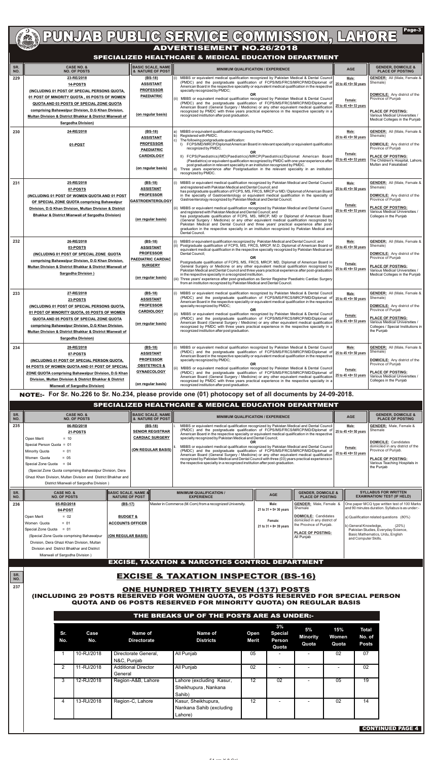# PUNJAB PUBLIC SERVICE COMMISSION, LAHORE

## ADVERTISEMENT NO.26/2018

### SPECIALIZED HEALTHCARE & MEDICAL EDUCATION DEPARTMENT

| SR. NO. | CASE NO. & NO. OF POSTS | BASIC SCALE, NAME & NATURE OF POST | MINIMUM QUALIFICATION / EXPERIENCE | AGE | GENDER, DOMICILE & PLACE OF POSTING |
|---|---|---|---|---|---|
| 229 | 23-RE/2018<br>14-POSTS<br>(INCLUDING 01 POST OF SPECIAL PERSONS QUOTA, 01 POST OF MINORITY QUOTA , 05 POSTS OF WOMEN QUOTA AND 03 POSTS OF SPECIAL ZONE QUOTA comprising Bahawalpur Division, D.G Khan Division, Multan Division & District Bhakkar & District Mianwali of Sargodha Division) | (BS-18)<br>ASSISTANT PROFESSOR PAEDIATRIC<br>(on regular basis) | (i) MBBS or equivalent medical qualification recognized by Pakistan Medical & Dental Council (PMDC) and the postgraduate qualification of FCPS/MS/FRCS/MRCP/MD/Diplomat of American Board in the respective speciality or equivalent medical qualification in the respective speciality recognized by PMDC;<br>OR<br>(ii) MBBS or equivalent medical qualification recognized by Pakistan Medical & Dental Council (PMDC) and the postgraduate qualification of FCPS/MS/FRCS/MRCP/MD/Diplomat of American Board (General Surgery / Medicine) or any other equivalent medical qualification recognized by PMDC with three years practical experience in the respective speciality in a recognized institution after post graduation. | Male:<br>25 to 45 +5= 50 years<br>Female:<br>25 to 45 +8= 53 years | GENDER: All (Male, Female & Shemale)<br>DOMICILE: Any district of the Province of Punjab<br>PLACE OF POSTING: Various Medical Universities / Medical Colleges in the Punjab |
| 230 | 24-RE/2018<br>01-POST | (BS-18)<br>ASSISTANT PROFESSOR PAEDIATRIC CARDIOLOGY<br>(on regular basis) | a) MBBS or equivalent qualification recognized by the PMDC.<br>b) Registered with PMDC.<br>c) The following postgraduate qualification:<br>I) FCPS/MD/MRCP/Diplomat American Board in relevant speciality or equivalent qualification recognized by PMDC.<br>OR<br>II) FCPS(Paediatrics)/MD(Paediatrics)/MRCP(Paediatrics)/Diplomat American Board (Paediatrics) or equivalent qualification recognized by PMDC with one year experience after post graduation in relevant speciality in an institution recognized by PMDC.<br>d) Three years experience after Postgraduation in the relevant speciality in an institution recognized by PMDC. | Male:<br>25 to 45 +5= 50 years<br>Female:<br>25 to 45 +8= 53 years | GENDER: All (Male, Female & Shemale)<br>DOMICILE: Any district of the Province of Punjab<br>PLACE OF POSTING: The Children's Hospital, Lahore, Multan and Faisalabad |
| 231 | 25-RE/2018<br>07-POSTS<br>(INCLUDING 01 POST OF WOMEN QUOTA AND 01 POST OF SPECIAL ZONE QUOTA comprising Bahawalpur Division, D.G Khan Division, Multan Division & District Bhakkar & District Mianwali of Sargodha Division) | (BS-18)<br>ASSISTANT PROFESSOR GASTROENTEROLOGY<br>(on regular basis) | (i) MBBS or equivalent medical qualification recognized by Pakistan Medical and Dental Council and registered with Pakistan Medical and Dental Council; and has postgraduate qualification of FCPS, MS, FRCS, MRCP or MD / Diplomat of American Board in the specialty of Gastroenterology or equivalent medical qualification in the specialty of Gastroenterology recognized by Pakistan Medical and Dental Council;<br>OR<br>(ii) MBBS or equivalent medical qualification recognized by Pakistan Medical and Dental Council and registered with Pakistan Medical and Dental Council; and has postgraduate qualification of FCPS, MS, FRCS, MRCP, MD or Diplomat of American Board (General Surgery / Medicine) or any other equivalent medical qualification recognized by Pakistan Medical and Dental Council and three years' practical experience after post-graduation in the respective speciality in an institution recognized by Pakistan Medical and Dental Council. | Male:<br>25 to 45 +5= 50 years<br>Female:<br>25 to 45 +8= 53 years | GENDER: All (Male, Female & Shemale)<br>DOMICILE: Any district of the Province of Punjab<br>PLACE OF POSTING: Various Medical Universities / Colleges in the Punjab |
| 232 | 26-RE/2018<br>03-POSTS<br>(INCLUDING 01 POST OF SPECIAL ZONE QUOTA comprising Bahawalpur Division, D.G Khan Division, Multan Division & District Bhakkar & District Mianwali of Sargodha Division ) | (BS-18)<br>ASSISTANT PROFESSOR PAEDIATRIC CARDIAC SURGERY<br>(on regular basis) | (i) MBBS or equivalent qualification recognized by Pakistan Medical and Dental Council; and<br>(ii) Postgraduate qualification of FCPS, MS, FRCS, MRCP, M.D, Diplomat of American Board or equivalent medical qualification in the respective specialty recognized by Pakistan Medical and Dental Council;<br>OR<br>Postgraduate qualification of FCPS, MS, FRCS, MRCP, MD, Diplomat of American Board in General Surgery or Medicine or any other equivalent medical qualification recognized by Pakistan Medical and Dental Council and three years practical experience after post-graduation in the respective specialty in a recognized institution.<br>(iii) Three years' experience after post-graduation as Senior Registrar Paediatric Cardiac Surgery from an institution recognized by Pakistan Medical and Dental Council. | Male:<br>25 to 45 +5= 50 years<br>Female:<br>25 to 45 +8= 53 years | GENDER: All (Male, Female & Shemale)<br>DOMICILE: Any district of the Province of Punjab<br>PLACE OF POSTING: Various Medical Universities / Medical Colleges in the Punjab |
| 233 | 27-RE/2018<br>23-POSTS<br>(INCLUDING 01 POST OF SPECIAL PERSONS QUOTA, 01 POST OF MINORITY QUOTA, 05 POSTS OF WOMEN QUOTA AND 05 POSTS OF SPECIAL ZONE QUOTA comprising Bahawalpur Division, D.G Khan Division, Multan Division & District Bhakkar & District Mianwali of Sargodha Division) | (BS-18)<br>ASSISTANT PROFESSOR CARDIOLOGY<br>(on regular basis) | (i) MBBS or equivalent medical qualification recognized by Pakistan Medical & Dental Council (PMDC) and the postgraduate qualification of FCPS/MS/FRCS/MRCP/MD/Diplomat of American Board in the respective speciality or equivalent medical qualification in the respective specialty recognized by PMDC;<br>OR<br>(ii) MBBS or equivalent medical qualification recognized by Pakistan Medical & Dental Council (PMDC) and the postgraduate qualification of FCPS/MS/FRCS/MRCP/MD/Diplomat of American Board (General Surgery / Medicine) or any other equivalent medical qualification recognized by PMDC with three years practical experience in the respective speciality in a recognized institution after post graduation. | Male:<br>25 to 45 +5= 50 years<br>Female:<br>25 to 45 +8= 53 years | GENDER: All (Male, Female & Shemale)<br>DOMICILE: Any district of the Province of Punjab<br>PLACE OF POSTING: Various Medical Universities / Colleges / Special Institutions in the Punjab |
| 234 | 28-RE/2018<br>07-POSTS<br>(INCLUDING 01 POST OF SPECIAL PERSON QUOTA, 04 POSTS OF WOMEN QUOTA AND 01 POST OF SPECIAL ZONE QUOTA comprising Bahawalpur Division, D.G Khan Division, Multan Division & District Bhakkar & District Mianwali of Sargodha Division) | (BS-18)<br>ASSISTANT PROFESSOR OBSTETRICS & GYNAECOLOGY<br>(on regular basis) | (i) MBBS or equivalent medical qualification recognized by Pakistan Medical & Dental Council (PMDC) and the postgraduate qualification of FCPS/MS/FRCS/MRCP/MD/Diplomat of American Board in the respective speciality or equivalent medical qualification in the respective specialty recognized by PMDC;<br>OR<br>(ii) MBBS or equivalent medical qualification recognized by Pakistan Medical & Dental Council (PMDC) and the postgraduate qualification of FCPS/MS/FRCS/MRCP/MD/Diplomat of American Board (General Surgery / Medicine) or any other equivalent medical qualification recognized by PMDC with three years practical experience in the respective speciality in a recognized institution after post graduation. | Male:<br>25 to 45 +5= 50 years<br>Female:<br>25 to 45 +8= 53 years | GENDER: All (Male, Female & Shemale)<br>DOMICILE: Any district of the Province of Punjab<br>PLACE OF POSTING: Various Medical Universities / Colleges in the Punjab |

**NOTE:- For Sr. No.226 to Sr. No.234, please provide one (01) photocopy set of all documents by 24-09-2018.**

### SPECIALIZED HEALTHCARE & MEDICAL EDUCATION DEPARTMENT

| SR. NO. | CASE NO. & NO. OF POSTS | BASIC SCALE, NAME & NATURE OF POST | MINIMUM QUALIFICATION / EXPERIENCE | AGE | GENDER, DOMICILE & PLACE OF POSTING |
|---|---|---|---|---|---|
| 235 | 06-RD/2018<br>21-POSTS<br>Open Merit = 10<br>Special Person Quota = 01<br>Minority Quota = 01<br>Women Quota = 05<br>Special Zone Quota = 04<br>(Special Zone Quota comprising Bahawalpur Division, Dera Ghazi Khan Division, Multan Division and District Bhakhar and District Mianwali of Sargodha Division ) | (BS-18)<br>SENIOR REGISTRAR CARDIAC SURGERY<br>(ON REGULAR BASIS) | i. MBBS or equivalent medical qualification recognized by Pakistan Medical and Dental Council (PMDC) and the postgraduate qualification of FCPS/MS/FRCS/MRCP/MD/Diplomat of American Board in the respective speciality or equivalent medical qualification in the respective specialty recognized by Pakistan Medical and Dental Council;<br>OR<br>ii. MBBS or equivalent medical qualification recognized by Pakistan Medical and Dental Council (PMDC) and the postgraduate qualification of FCPS/MS/FRCS/MRCP/MD/Diplomat of American Board (General Surgery / Medicine) or any other equivalent medical qualification recognized by Pakistan Medical and Dental Council with three (03) years practical experience in the respective speciality in a recognized institution after post-graduation. | Male:<br>25 to 45 +5= 50 years<br>Female:<br>25 to 45 +8= 53 years | GENDER: Male, Female & Shemale<br>DOMICILE: Candidates domiciled in any district of the Province of Punjab.<br>PLACE OF POSTING: Various Teaching Hospitals in the Punjab |

| SR. NO. | CASE NO. & NO. OF POSTS | BASIC SCALE, NAME & NATURE OF POST | MINIMUM QUALIFICATION / EXPERIENCE | AGE | GENDER, DOMICILE & PLACE OF POSTING | SYLLABUS FOR WRITTEN EXAMINATION/ TEST (IF HELD) |
|---|---|---|---|---|---|---|
| 236 | 05-RD/2018<br>04-POST<br>Open Merit = 02<br>Women Quota = 01<br>Special Zone Quota = 01<br>(Special Zone Quota comprising Bahawalpur Division, Dera Ghazi Khan Division, Multan Division and District Bhakhar and District Mianwali of Sargodha Division ) | (BS-17)<br>BUDGET & ACCOUNTS OFFICER<br>(ON REGULAR BASIS) | Master in Commerce (M.Com) from a recognized University. | Male:<br>21 to 31 + 5= 36 years<br>Female:<br>21 to 31 + 8= 39 years | GENDER: Male, Female & Shemale<br>DOMICILE: Candidates domiciled in any district of the Province of Punjab.<br>PLACE OF POSTING: All Punjab | One paper MCQ type written test of 100 Marks and 90 minutes duration. Syllabus is as under:-<br>a) Qualification related questions (80%)<br>b) General Knowledge, (20%) Pakistan Studies, Everyday Science, Basic Mathematics, Urdu, English and Computer Skills. |

### EXCISE, TAXATION & NARCOTICS CONTROL DEPARTMENT

**SR. NO. 237**

## EXCISE & TAXATION INSPECTOR (BS-16)

### ONE HUNDRED THIRTY SEVEN (137) POSTS

**(INCLUDING 29 POSTS RESERVED FOR WOMEN QUOTA, 05 POSTS RESERVED FOR SPECIAL PERSON QUOTA AND 06 POSTS RESERVED FOR MINORITY QUOTA) ON REGULAR BASIS**

### THE BREAKS UP OF THE POSTS ARE AS UNDER:-

| Sr. No. | Case No. | Name of Directorate | Name of Districts | Open Merit | 3% Special Person Quota | 5% Minority Quota | 15% Women Quota | Total No. of Posts |
|---|---|---|---|---|---|---|---|---|
| 1 | 10-RJ/2018 | Directorate General, N&C, Punjab | All Punjab | 05 | - | - | 02 | 07 |
| 2 | 11-RJ/2018 | Additional Director General | All Punjab | 02 | - | - | - | 02 |
| 3 | 12-RJ/2018 | Region-A&B, Lahore | Lahore (excluding Kasur, Sheikhupura , Nankana Sahib) | 12 | 02 | - | 05 | 19 |
| 4 | 13-RJ/2018 | Region-C, Lahore | Kasur, Sheikhupura, Nankana Sahib (excluding Lahore) | 12 | - | - | 02 | 14 |

**CONTINUED PAGE 4**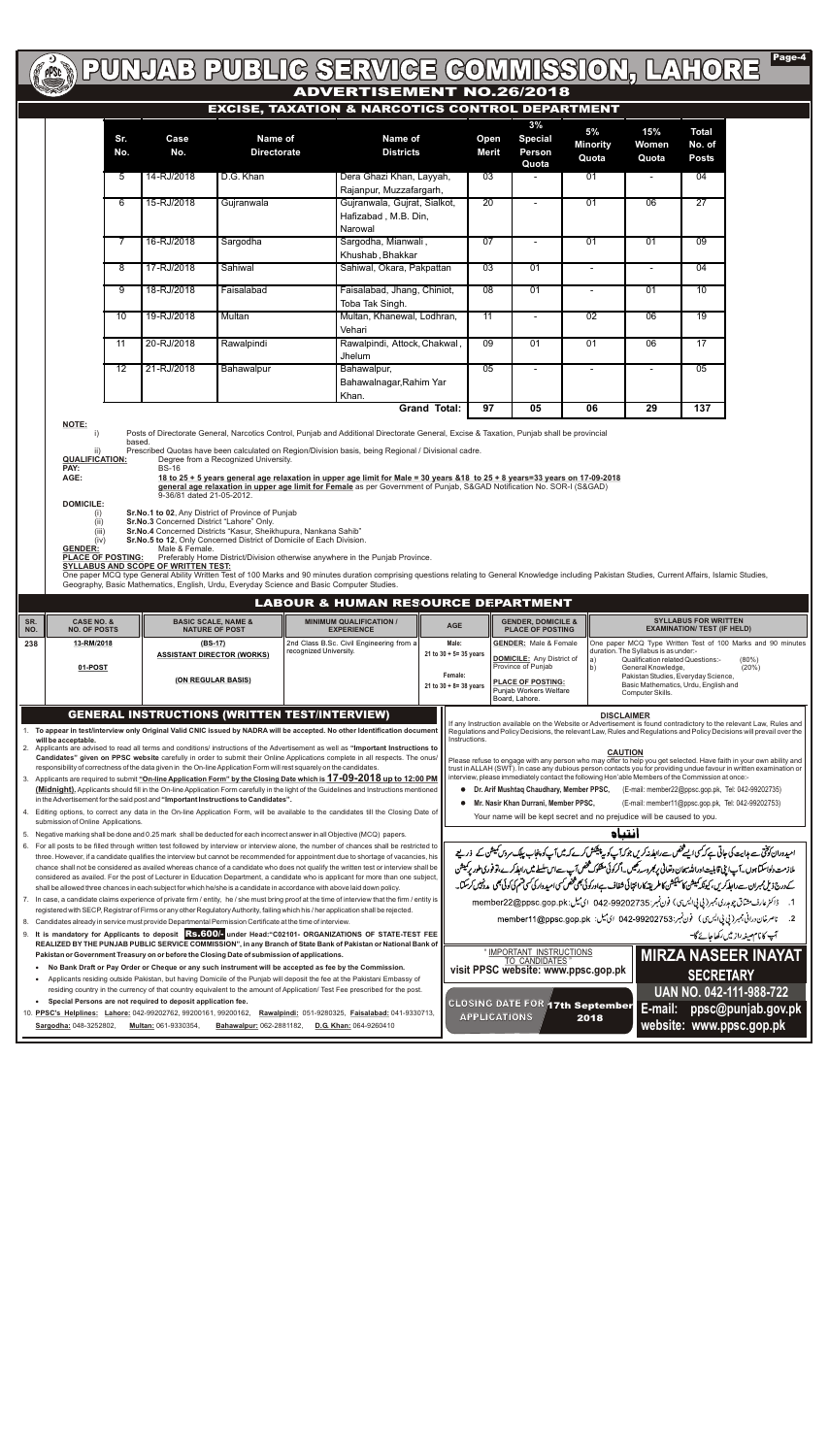# PUNJAB PUBLIC SERVICE COMMISSION, LAHORE

## ADVERTISEMENT NO.26/2018

### EXCISE, TAXATION & NARCOTICS CONTROL DEPARTMENT

| Sr. No. | Case No. | Name of Directorate | Name of Districts | Open Merit | 3% Special Person Quota | 5% Minority Quota | 15% Women Quota | Total No. of Posts |
|---|---|---|---|---|---|---|---|---|
| 5 | 14-RJ/2018 | D.G. Khan | Dera Ghazi Khan, Layyah, Rajanpur, Muzzafargarh, | 03 | - | 01 | - | 04 |
| 6 | 15-RJ/2018 | Gujranwala | Gujranwala, Gujrat, Sialkot, Hafizabad , M.B. Din, Narowal | 20 | - | 01 | 06 | 27 |
| 7 | 16-RJ/2018 | Sargodha | Sargodha, Mianwali , Khushab , Bhakkar | 07 | - | 01 | 01 | 09 |
| 8 | 17-RJ/2018 | Sahiwal | Sahiwal, Okara, Pakpattan | 03 | 01 | - | - | 04 |
| 9 | 18-RJ/2018 | Faisalabad | Faisalabad, Jhang, Chiniot, Toba Tak Singh. | 08 | 01 | - | 01 | 10 |
| 10 | 19-RJ/2018 | Multan | Multan, Khanewal, Lodhran, Vehari | 11 | - | 02 | 06 | 19 |
| 11 | 20-RJ/2018 | Rawalpindi | Rawalpindi, Attock, Chakwal , Jhelum | 09 | 01 | 01 | 06 | 17 |
| 12 | 21-RJ/2018 | Bahawalpur | Bahawalpur, Bahawalnagar,Rahim Yar Khan. | 05 | - | - | - | 05 |
| | | | **Grand Total:** | **97** | **05** | **06** | **29** | **137** |

**NOTE:**
i) Posts of Directorate General, Narcotics Control, Punjab and Additional Directorate General, Excise & Taxation, Punjab shall be provincial based.
ii) Prescribed Quotas have been calculated on Region/Division basis, being Regional / Divisional cadre.

**QUALIFICATION:** Degree from a Recognized University.

**PAY:** BS-16

**AGE:** **18 to 25 + 5 years general age relaxation in upper age limit for Male = 30 years &18 to 25 + 8 years=33 years on 17-09-2018 general age relaxation in upper age limit for Female** as per Government of Punjab, S&GAD Notification No. SOR-I (S&GAD) 9-36/81 dated 21-05-2012.

**DOMICILE:**
(i) **Sr.No.1 to 02**, Any District of Province of Punjab
(ii) **Sr.No.3** Concerned District "Lahore" Only.
(iii) **Sr.No.4** Concerned Districts "Kasur, Sheikhupura, Nankana Sahib"
(iv) **Sr.No.5 to 12**, Only Concerned District of Domicile of Each Division.

**GENDER:** Male & Female.

**PLACE OF POSTING:** Preferably Home District/Division otherwise anywhere in the Punjab Province.

**SYLLABUS AND SCOPE OF WRITTEN TEST:**
One paper MCQ type General Ability Written Test of 100 Marks and 90 minutes duration comprising questions relating to General Knowledge including Pakistan Studies, Current Affairs, Islamic Studies, Geography, Basic Mathematics, English, Urdu, Everyday Science and Basic Computer Studies.

### LABOUR & HUMAN RESOURCE DEPARTMENT

| SR. NO. | CASE NO. & NO. OF POSTS | BASIC SCALE, NAME & NATURE OF POST | MINIMUM QUALIFICATION / EXPERIENCE | AGE | GENDER, DOMICILE & PLACE OF POSTING | SYLLABUS FOR WRITTEN EXAMINATION/TEST (IF HELD) |
|---|---|---|---|---|---|---|
| 238 | 13-RM/2018<br>01-POST | (BS-17)<br>ASSISTANT DIRECTOR (WORKS)<br>(ON REGULAR BASIS) | 2nd Class B.Sc. Civil Engineering from a recognized University. | Male:<br>21 to 30 + 5= 35 years<br>Female:<br>21 to 30 + 8= 38 years | **GENDER:** Male & Female<br>**DOMICILE:** Any District of Province of Punjab<br>**PLACE OF POSTING:** Punjab Workers Welfare Board, Lahore. | One paper MCQ Type Written Test of 100 Marks and 90 minutes duration. The Syllabus is as under:-<br>a) Qualification related Questions:- (80%)<br>b) General Knowledge, Pakistan Studies, Everyday Science, Basic Mathematics, Urdu, English and Computer Skills. (20%) |

### GENERAL INSTRUCTIONS (WRITTEN TEST/INTERVIEW)

1. **To appear in test/interview only Original Valid CNIC issued by NADRA will be accepted. No other Identification document will be acceptable.**
2. Applicants are advised to read all terms and conditions/ instructions of the Advertisement as well as **"Important Instructions to Candidates"** given on PPSC website carefully in order to submit their Online Applications complete in all respects. The onus/ responsibility of correctness of the data given in the On-line Application Form will rest squarely on the candidates.
3. Applicants are required to submit **"On-line Application Form" by the Closing Date which is 17-09-2018 up to 12:00 PM (Midnight).** Applicants should fill in the On-line Application Form carefully in the light of the Guidelines and Instructions mentioned in the Advertisement for the said post and **"Important Instructions to Candidates".**
4. Editing options, to correct any data in the On-line Application Form, will be available to the candidates till the Closing Date of submission of Online Applications.
5. Negative marking shall be done and 0.25 mark shall be deducted for each incorrect answer in all Objective (MCQ) papers.
6. For all posts to be filled through written test followed by interview or interview alone, the number of chances shall be restricted to three. However, if a candidate qualifies the interview but cannot be recommended for appointment due to shortage of vacancies, his chance shall not be considered as availed whereas chance of a candidate who does not qualify the written test or interview shall be considered as availed. For the post of Lecturer in Education Department, a candidate who is applicant for more than one subject, shall be allowed three chances in each subject for which he/she is a candidate in accordance with above laid down policy.
7. In case, a candidate claims experience of private firm / entity, he / she must bring proof at the time of interview that the firm / entity is registered with SECP, Registrar of Firms or any other Regulatory Authority, failing which his / her application shall be rejected.
8. Candidates already in service must provide Departmental Permission Certificate at the time of interview.
9. **It is mandatory for Applicants to deposit Rs.600/- under Head:"C02101- ORGANIZATIONS OF STATE-TEST FEE REALIZED BY THE PUNJAB PUBLIC SERVICE COMMISSION", in any Branch of State Bank of Pakistan or National Bank of Pakistan or Government Treasury on or before the Closing Date of submission of applications.**
   - **No Bank Draft or Pay Order or Cheque or any such instrument will be accepted as fee by the Commission.**
   - Applicants residing outside Pakistan, but having Domicile of the Punjab will deposit the fee at the Pakistani Embassy of residing country in the currency of that country equivalent to the amount of Application/ Test Fee prescribed for the post.
   - **Special Persons are not required to deposit application fee.**
10. **PPSC's Helplines:** **Lahore:** 042-99202762, 99200161, 99200162, **Rawalpindi:** 051-9280325, **Faisalabad:** 041-9330713, **Sargodha:** 048-3252802, **Multan:** 061-9330354, **Bahawalpur:** 062-2881182, **D.G. Khan:** 064-9260410

**DISCLAIMER**

If any Instruction available on the Website or Advertisement is found contradictory to the relevant Law, Rules and Regulations and Policy Decisions, the relevant Law, Rules and Regulations and Policy Decisions will prevail over the Instructions.

**CAUTION**

Please refuse to engage with any person who may offer to help you get selected. Have faith in your own ability and trust in ALLAH (SWT). In case any dubious person contacts you for providing undue favour in written examination or interview, please immediately contact the following Hon'able Members of the Commission at once:-

- **Dr. Arif Mushtaq Chaudhary, Member PPSC,** (E-mail: member22@ppsc.gop.pk, Tel: 042-99202735)
- **Mr. Nasir Khan Durrani, Member PPSC,** (E-mail: member11@ppsc.gop.pk, Tel: 042-99202753)

Your name will be kept secret and no prejudice will be caused to you.

**انتباہ**

امیدواران کو تنبیہ کی جاتی ہے کہ کسی ایسے شخص سے رابطہ نہ کریں جو کہ آپ کو یہ پیشکش کرے کہ وہ آپ کو پنجاب پبلک سروس کمیشن کے ذریعے ملازمت دلوا سکتا ہے۔ آپ اپنی قابلیت اور اللہ سبحان و تعالیٰ پر بھروسہ رکھیں۔ اگر کوئی مشکوک شخص آپ سے اس سلسلے میں رابطہ کرے تو فوری طور پر کمیشن کے درج ذیل ممبران سے رابطہ کریں، کیونکہ کمیشن کا سلیکشن کا طریقہ کار انتہائی شفاف ہے اور کوئی بھی شخص کسی امیدوار کی کسی قسم کی کوئی بھی مدد نہیں کر سکتا۔

1. ڈاکٹر عارف مشتاق چوہدری، ممبر (پی پی ایس سی) فون نمبر: 042-99202735 ای میل: member22@ppsc.gop.pk
2. ناصر خان درانی، ممبر (پی پی ایس سی) فون نمبر: 042-99202753 ای میل: member11@ppsc.gop.pk

آپ کا نام صیغہ راز میں رکھا جائے گا۔

**\* IMPORTANT INSTRUCTIONS TO CANDIDATES**
**visit PPSC website: www.ppsc.gop.pk**

**CLOSING DATE FOR APPLICATIONS 17th September 2018**

**MIRZA NASEER INAYAT**
**SECRETARY**

**UAN NO. 042-111-988-722**
**E-mail: ppsc@punjab.gov.pk**
**website: www.ppsc.gop.pk**